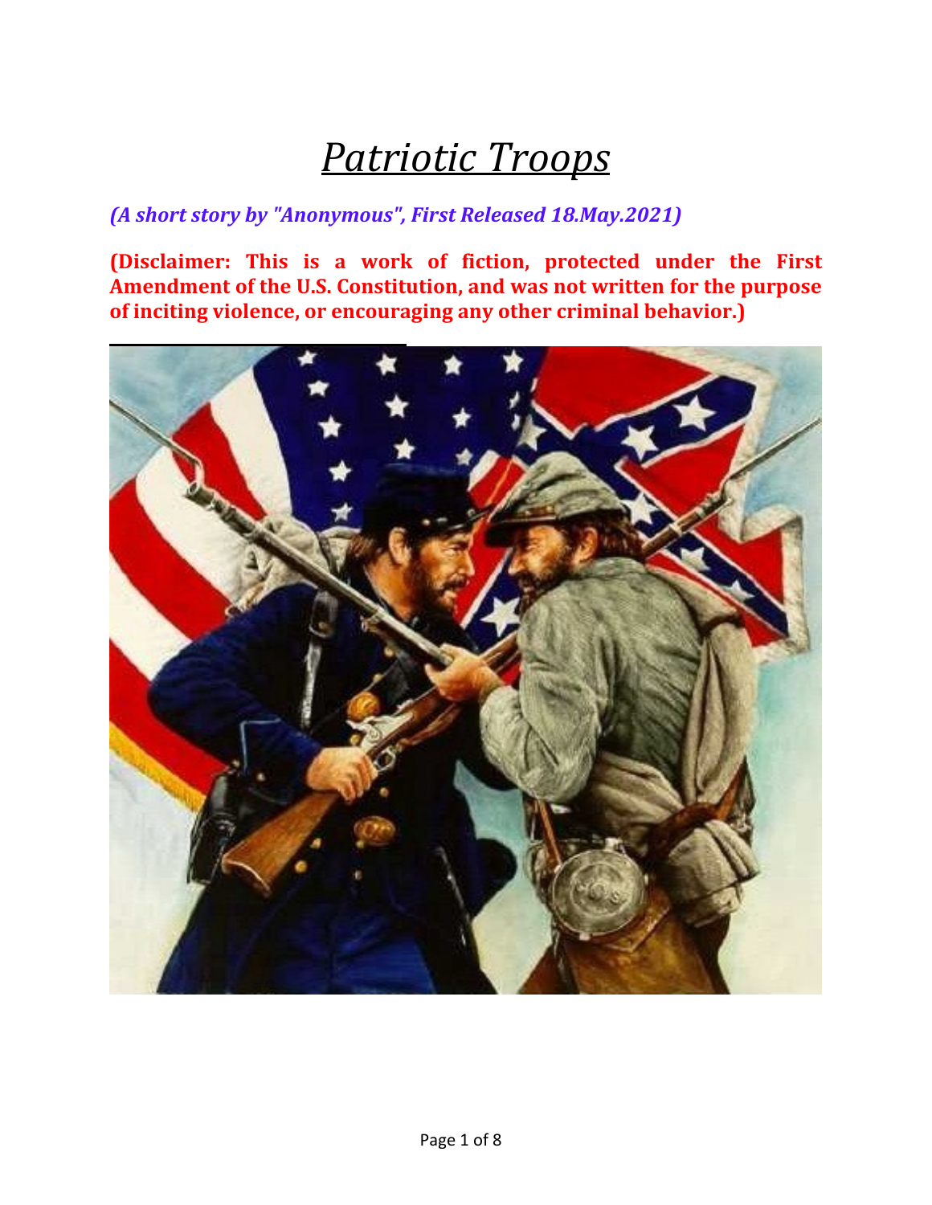# *Patriotic Troops*

***(A short story by "Anonymous", First Released 18.May.2021)***

**(Disclaimer: This is a work of fiction, protected under the First Amendment of the U.S. Constitution, and was not written for the purpose of inciting violence, or encouraging any other criminal behavior.)**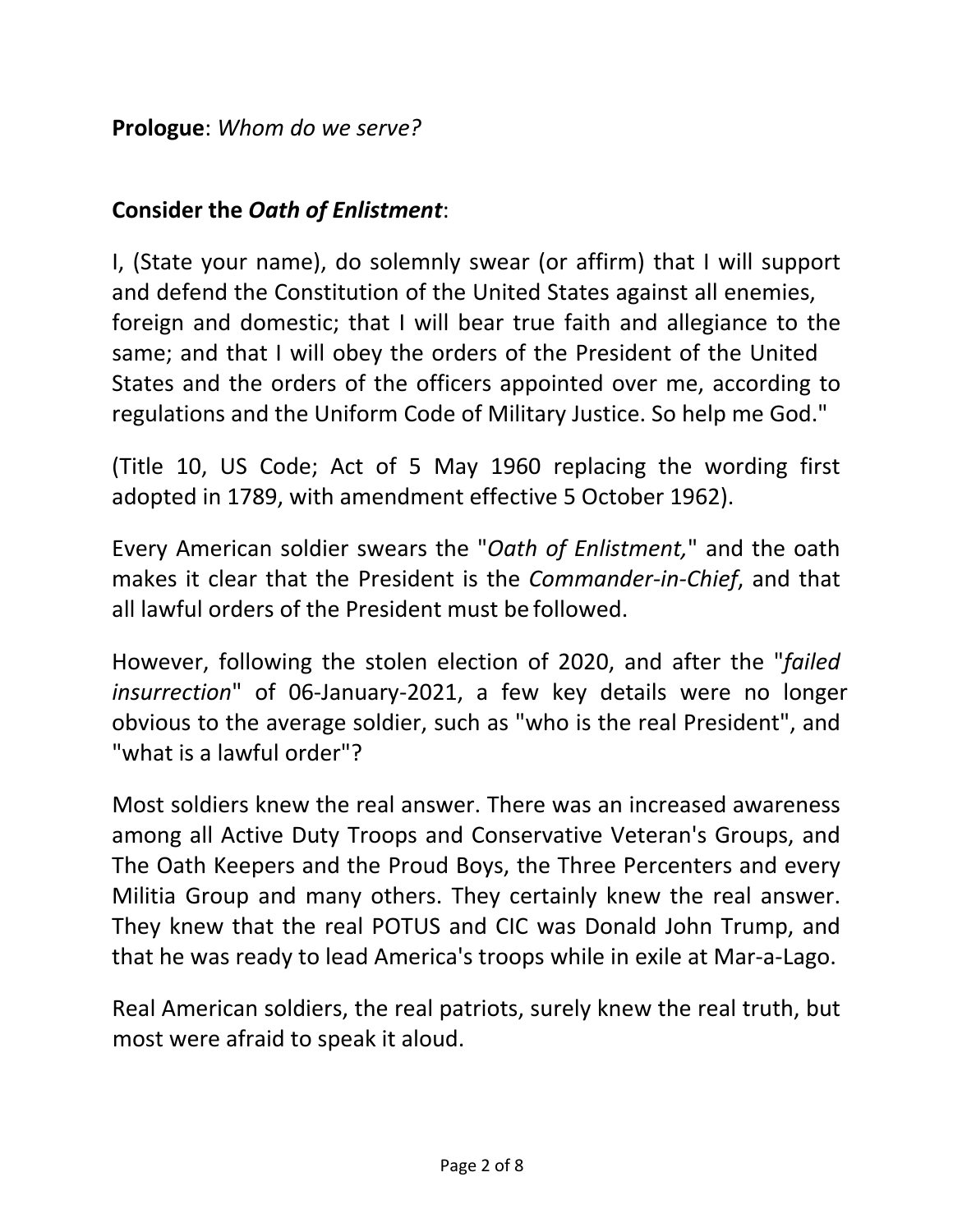**Prologue**: *Whom do we serve?*

## Consider the *Oath of Enlistment*:

I, (State your name), do solemnly swear (or affirm) that I will support and defend the Constitution of the United States against all enemies, foreign and domestic; that I will bear true faith and allegiance to the same; and that I will obey the orders of the President of the United States and the orders of the officers appointed over me, according to regulations and the Uniform Code of Military Justice. So help me God."

(Title 10, US Code; Act of 5 May 1960 replacing the wording first adopted in 1789, with amendment effective 5 October 1962).

Every American soldier swears the "*Oath of Enlistment,*" and the oath makes it clear that the President is the *Commander-in-Chief*, and that all lawful orders of the President must be followed.

However, following the stolen election of 2020, and after the "*failed insurrection*" of 06-January-2021, a few key details were no longer obvious to the average soldier, such as "who is the real President", and "what is a lawful order"?

Most soldiers knew the real answer. There was an increased awareness among all Active Duty Troops and Conservative Veteran's Groups, and The Oath Keepers and the Proud Boys, the Three Percenters and every Militia Group and many others. They certainly knew the real answer. They knew that the real POTUS and CIC was Donald John Trump, and that he was ready to lead America's troops while in exile at Mar-a-Lago.

Real American soldiers, the real patriots, surely knew the real truth, but most were afraid to speak it aloud.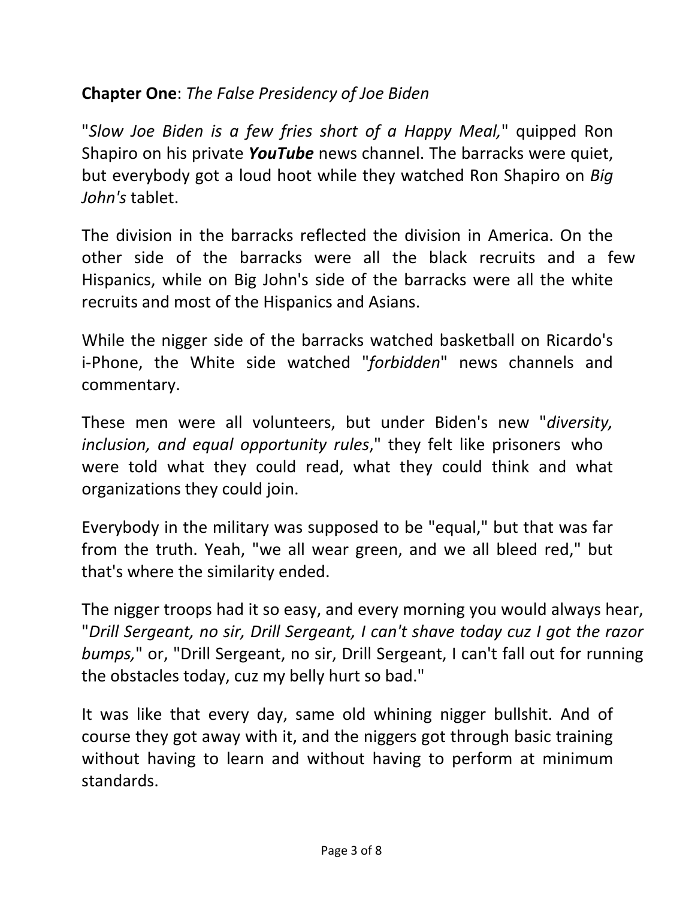**Chapter One**: *The False Presidency of Joe Biden*

"*Slow Joe Biden is a few fries short of a Happy Meal,*" quipped Ron Shapiro on his private ***YouTube*** news channel. The barracks were quiet, but everybody got a loud hoot while they watched Ron Shapiro on *Big John's* tablet.

The division in the barracks reflected the division in America. On the other side of the barracks were all the black recruits and a few Hispanics, while on Big John's side of the barracks were all the white recruits and most of the Hispanics and Asians.

While the nigger side of the barracks watched basketball on Ricardo's i-Phone, the White side watched "*forbidden*" news channels and commentary.

These men were all volunteers, but under Biden's new "*diversity, inclusion, and equal opportunity rules*," they felt like prisoners who were told what they could read, what they could think and what organizations they could join.

Everybody in the military was supposed to be "equal," but that was far from the truth. Yeah, "we all wear green, and we all bleed red," but that's where the similarity ended.

The nigger troops had it so easy, and every morning you would always hear, "*Drill Sergeant, no sir, Drill Sergeant, I can't shave today cuz I got the razor bumps,*" or, "Drill Sergeant, no sir, Drill Sergeant, I can't fall out for running the obstacles today, cuz my belly hurt so bad."

It was like that every day, same old whining nigger bullshit. And of course they got away with it, and the niggers got through basic training without having to learn and without having to perform at minimum standards.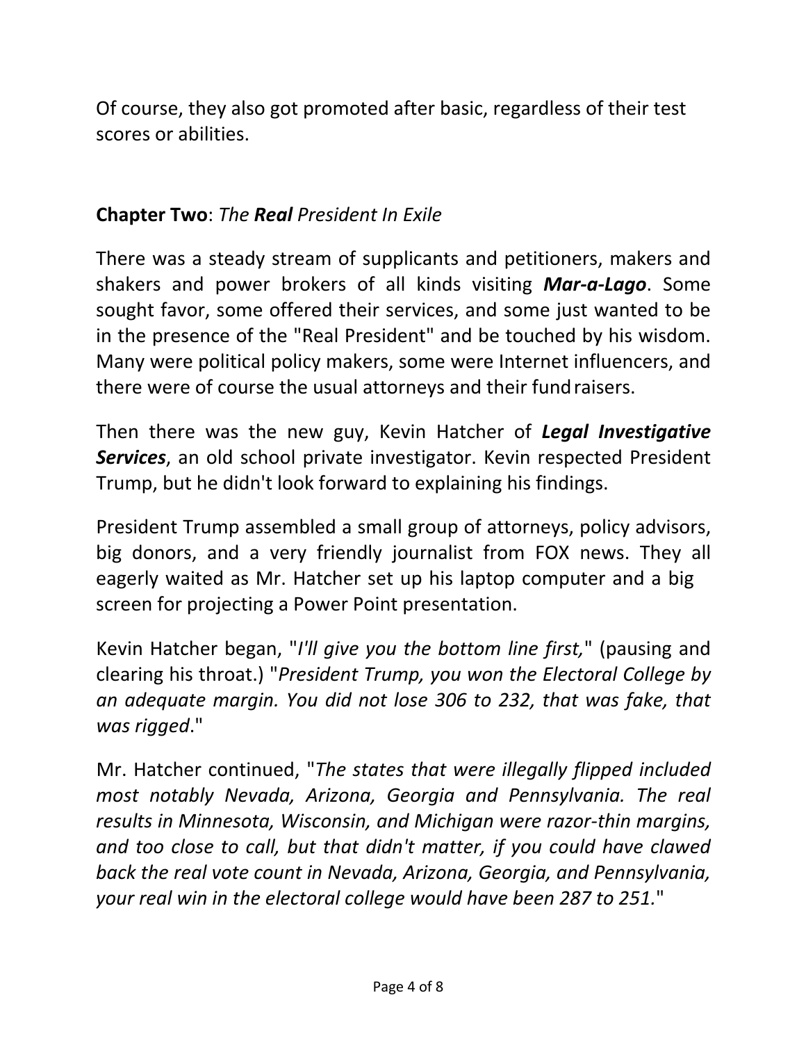Of course, they also got promoted after basic, regardless of their test scores or abilities.

**Chapter Two**: *The **Real** President In Exile*

There was a steady stream of supplicants and petitioners, makers and shakers and power brokers of all kinds visiting ***Mar-a-Lago***. Some sought favor, some offered their services, and some just wanted to be in the presence of the "Real President" and be touched by his wisdom. Many were political policy makers, some were Internet influencers, and there were of course the usual attorneys and their fund raisers.

Then there was the new guy, Kevin Hatcher of ***Legal Investigative Services***, an old school private investigator. Kevin respected President Trump, but he didn't look forward to explaining his findings.

President Trump assembled a small group of attorneys, policy advisors, big donors, and a very friendly journalist from FOX news. They all eagerly waited as Mr. Hatcher set up his laptop computer and a big screen for projecting a Power Point presentation.

Kevin Hatcher began, "*I'll give you the bottom line first,*" (pausing and clearing his throat.) "*President Trump, you won the Electoral College by an adequate margin. You did not lose 306 to 232, that was fake, that was rigged*."

Mr. Hatcher continued, "*The states that were illegally flipped included most notably Nevada, Arizona, Georgia and Pennsylvania. The real results in Minnesota, Wisconsin, and Michigan were razor-thin margins, and too close to call, but that didn't matter, if you could have clawed back the real vote count in Nevada, Arizona, Georgia, and Pennsylvania, your real win in the electoral college would have been 287 to 251.*"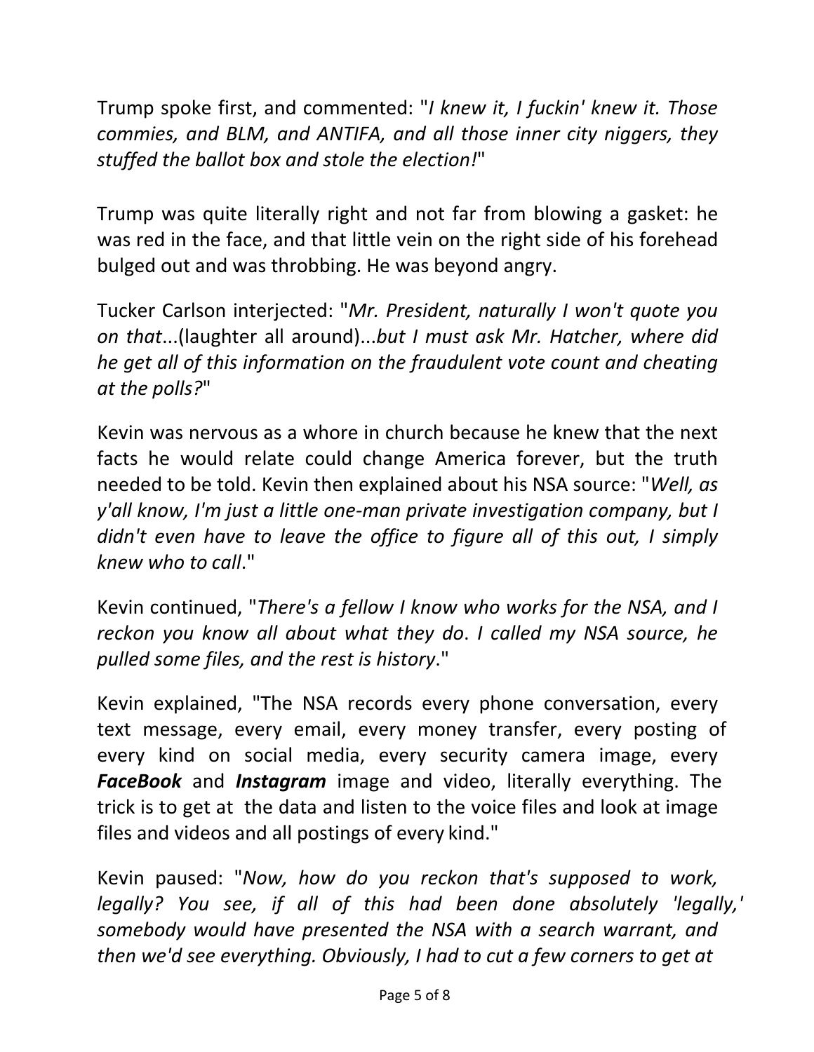Trump spoke first, and commented: "*I knew it, I fuckin' knew it. Those commies, and BLM, and ANTIFA, and all those inner city niggers, they stuffed the ballot box and stole the election!*"

Trump was quite literally right and not far from blowing a gasket: he was red in the face, and that little vein on the right side of his forehead bulged out and was throbbing. He was beyond angry.

Tucker Carlson interjected: "*Mr. President, naturally I won't quote you on that*...(laughter all around)...*but I must ask Mr. Hatcher, where did he get all of this information on the fraudulent vote count and cheating at the polls?*"

Kevin was nervous as a whore in church because he knew that the next facts he would relate could change America forever, but the truth needed to be told. Kevin then explained about his NSA source: "*Well, as y'all know, I'm just a little one-man private investigation company, but I didn't even have to leave the office to figure all of this out, I simply knew who to call*."

Kevin continued, "*There's a fellow I know who works for the NSA, and I reckon you know all about what they do*. *I called my NSA source, he pulled some files, and the rest is history*."

Kevin explained, "The NSA records every phone conversation, every text message, every email, every money transfer, every posting of every kind on social media, every security camera image, every ***FaceBook*** and ***Instagram*** image and video, literally everything. The trick is to get at the data and listen to the voice files and look at image files and videos and all postings of every kind."

Kevin paused: "*Now, how do you reckon that's supposed to work, legally? You see, if all of this had been done absolutely 'legally,' somebody would have presented the NSA with a search warrant, and then we'd see everything. Obviously, I had to cut a few corners to get at*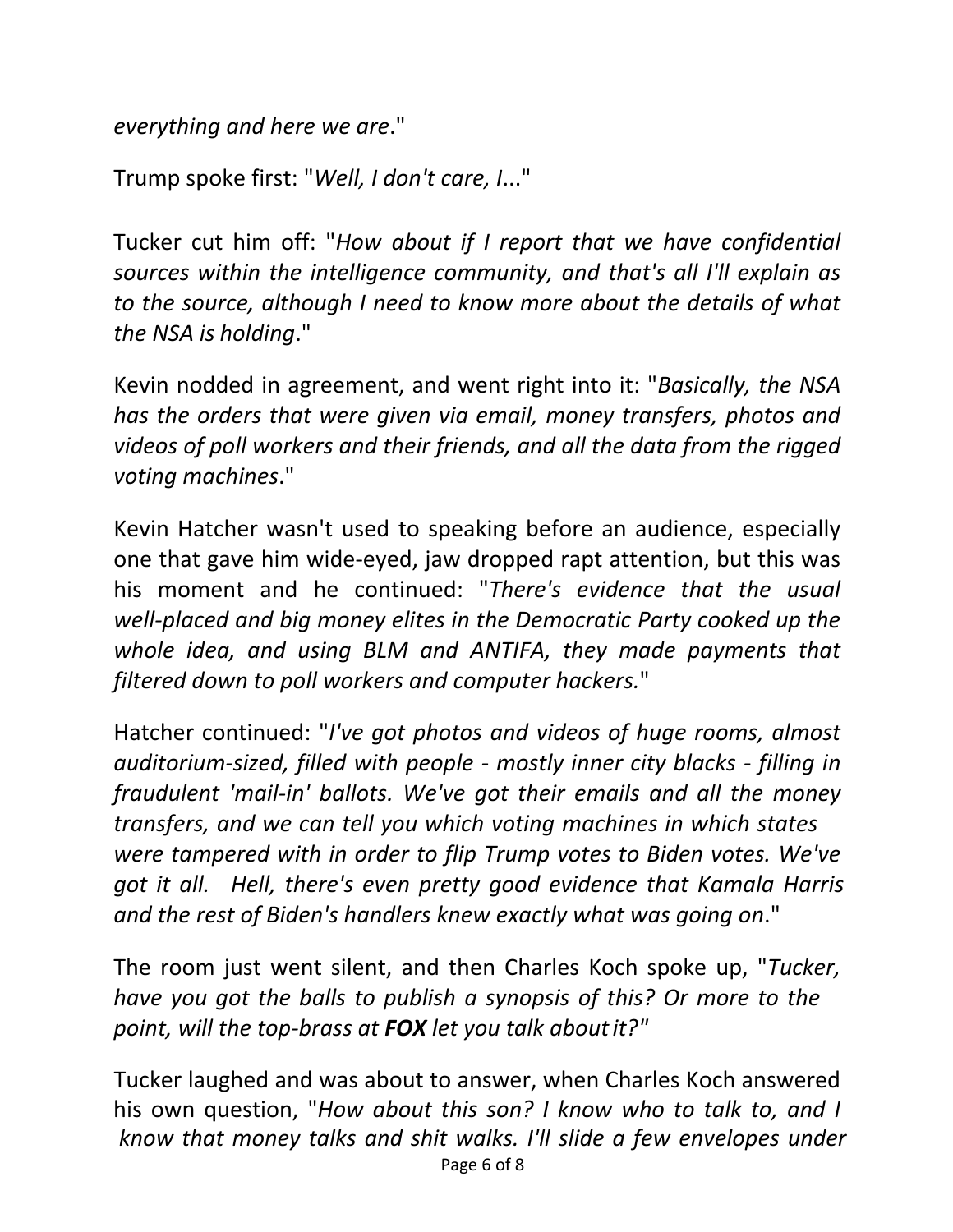*everything and here we are*."

Trump spoke first: "*Well, I don't care, I*..."

Tucker cut him off: "*How about if I report that we have confidential sources within the intelligence community, and that's all I'll explain as to the source, although I need to know more about the details of what the NSA is holding*."

Kevin nodded in agreement, and went right into it: "*Basically, the NSA has the orders that were given via email, money transfers, photos and videos of poll workers and their friends, and all the data from the rigged voting machines*."

Kevin Hatcher wasn't used to speaking before an audience, especially one that gave him wide-eyed, jaw dropped rapt attention, but this was his moment and he continued: "*There's evidence that the usual well-placed and big money elites in the Democratic Party cooked up the whole idea, and using BLM and ANTIFA, they made payments that filtered down to poll workers and computer hackers.*"

Hatcher continued: "*I've got photos and videos of huge rooms, almost auditorium-sized, filled with people - mostly inner city blacks - filling in fraudulent 'mail-in' ballots. We've got their emails and all the money transfers, and we can tell you which voting machines in which states were tampered with in order to flip Trump votes to Biden votes. We've got it all. Hell, there's even pretty good evidence that Kamala Harris and the rest of Biden's handlers knew exactly what was going on*."

The room just went silent, and then Charles Koch spoke up, "*Tucker, have you got the balls to publish a synopsis of this? Or more to the point, will the top-brass at **FOX** let you talk about it?*"

Tucker laughed and was about to answer, when Charles Koch answered his own question, "*How about this son? I know who to talk to, and I know that money talks and shit walks. I'll slide a few envelopes under*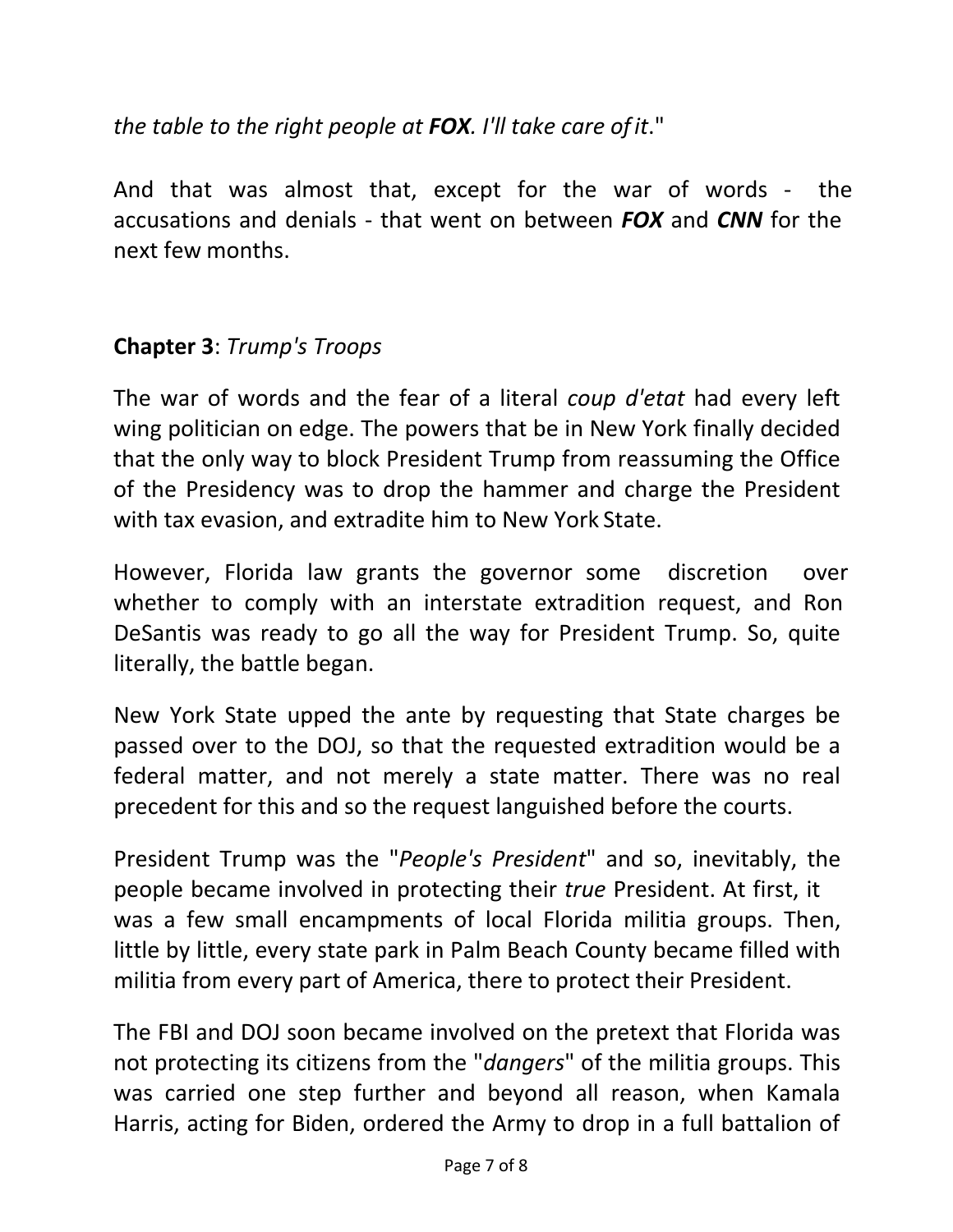*the table to the right people at **FOX**. I'll take care of it*."

And that was almost that, except for the war of words - the accusations and denials - that went on between ***FOX*** and ***CNN*** for the next few months.

**Chapter 3**: *Trump's Troops*

The war of words and the fear of a literal *coup d'etat* had every left wing politician on edge. The powers that be in New York finally decided that the only way to block President Trump from reassuming the Office of the Presidency was to drop the hammer and charge the President with tax evasion, and extradite him to New York State.

However, Florida law grants the governor some discretion over whether to comply with an interstate extradition request, and Ron DeSantis was ready to go all the way for President Trump. So, quite literally, the battle began.

New York State upped the ante by requesting that State charges be passed over to the DOJ, so that the requested extradition would be a federal matter, and not merely a state matter. There was no real precedent for this and so the request languished before the courts.

President Trump was the "*People's President*" and so, inevitably, the people became involved in protecting their *true* President. At first, it was a few small encampments of local Florida militia groups. Then, little by little, every state park in Palm Beach County became filled with militia from every part of America, there to protect their President.

The FBI and DOJ soon became involved on the pretext that Florida was not protecting its citizens from the "*dangers*" of the militia groups. This was carried one step further and beyond all reason, when Kamala Harris, acting for Biden, ordered the Army to drop in a full battalion of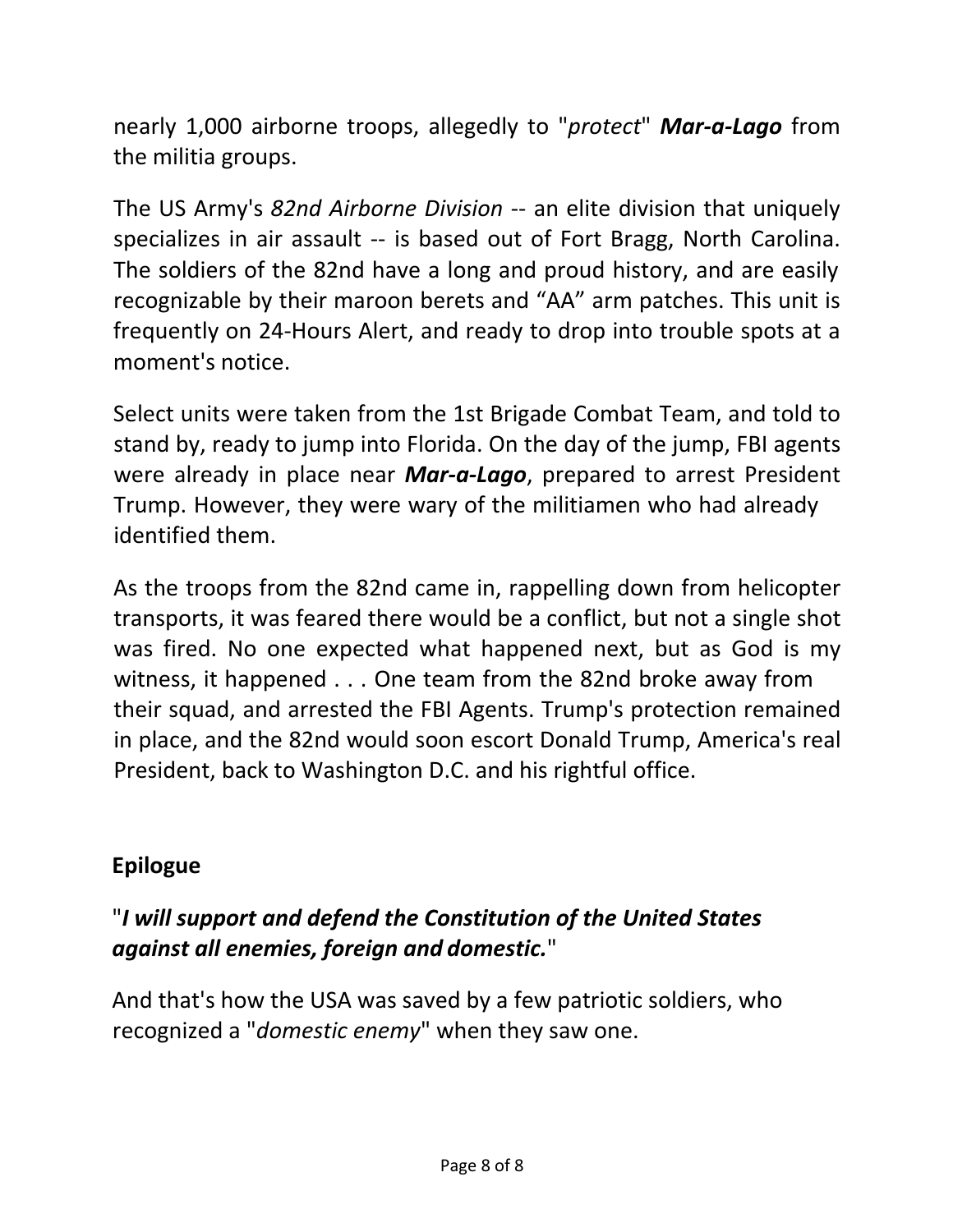nearly 1,000 airborne troops, allegedly to "*protect*" ***Mar-a-Lago*** from the militia groups.

The US Army's *82nd Airborne Division* -- an elite division that uniquely specializes in air assault -- is based out of Fort Bragg, North Carolina. The soldiers of the 82nd have a long and proud history, and are easily recognizable by their maroon berets and “AA” arm patches. This unit is frequently on 24-Hours Alert, and ready to drop into trouble spots at a moment's notice.

Select units were taken from the 1st Brigade Combat Team, and told to stand by, ready to jump into Florida. On the day of the jump, FBI agents were already in place near ***Mar-a-Lago***, prepared to arrest President Trump. However, they were wary of the militiamen who had already identified them.

As the troops from the 82nd came in, rappelling down from helicopter transports, it was feared there would be a conflict, but not a single shot was fired. No one expected what happened next, but as God is my witness, it happened . . . One team from the 82nd broke away from their squad, and arrested the FBI Agents. Trump's protection remained in place, and the 82nd would soon escort Donald Trump, America's real President, back to Washington D.C. and his rightful office.

## Epilogue

"***I will support and defend the Constitution of the United States against all enemies, foreign and domestic.***"

And that's how the USA was saved by a few patriotic soldiers, who recognized a "*domestic enemy*" when they saw one.